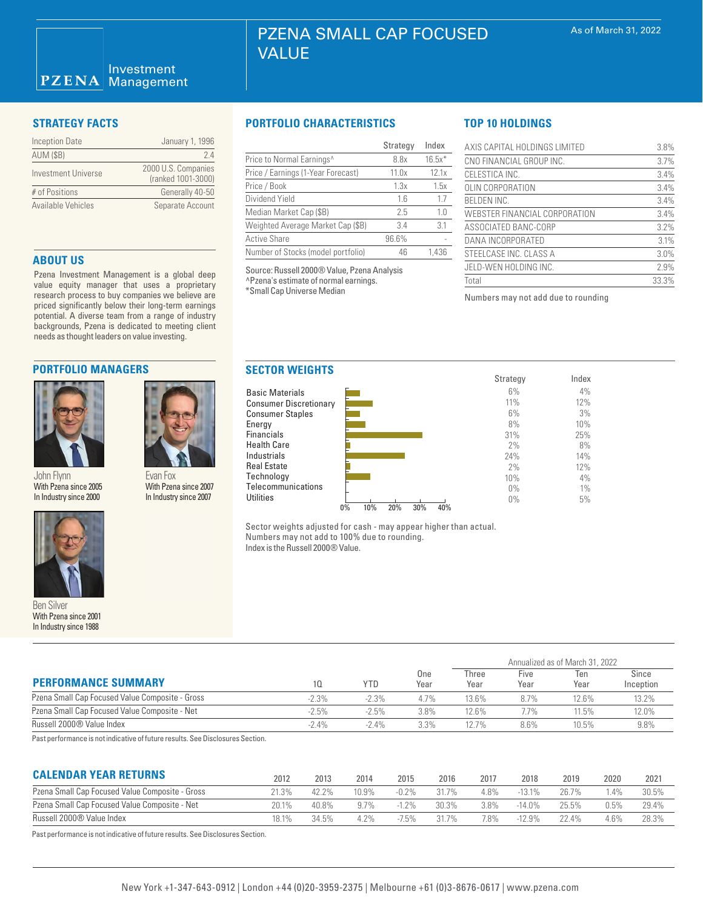# PZENA SMALL CAP FOCUSED VALUE

As of March 31, 2022

PZENA Investment Management

## STRATEGY FACTS

| | |
|---|---|
| Inception Date | January 1, 1996 |
| AUM ($B) | 2.4 |
| Investment Universe | 2000 U.S. Companies (ranked 1001-3000) |
| # of Positions | Generally 40-50 |
| Available Vehicles | Separate Account |

## ABOUT US

Pzena Investment Management is a global deep value equity manager that uses a proprietary research process to buy companies we believe are priced significantly below their long-term earnings potential. A diverse team from a range of industry backgrounds, Pzena is dedicated to meeting client needs as thought leaders on value investing.

## PORTFOLIO MANAGERS

John Flynn
With Pzena since 2005
In Industry since 2000

Evan Fox
With Pzena since 2007
In Industry since 2007

Ben Silver
With Pzena since 2001
In Industry since 1988

## PORTFOLIO CHARACTERISTICS

| | Strategy | Index |
|---|---|---|
| Price to Normal Earnings^ | 8.8x | 16.5x* |
| Price / Earnings (1-Year Forecast) | 11.0x | 12.1x |
| Price / Book | 1.3x | 1.5x |
| Dividend Yield | 1.6 | 1.7 |
| Median Market Cap ($B) | 2.5 | 1.0 |
| Weighted Average Market Cap ($B) | 3.4 | 3.1 |
| Active Share | 96.6% | - |
| Number of Stocks (model portfolio) | 46 | 1,436 |

Source: Russell 2000® Value, Pzena Analysis
^Pzena's estimate of normal earnings.
*Small Cap Universe Median

## TOP 10 HOLDINGS

| | |
|---|---|
| AXIS CAPITAL HOLDINGS LIMITED | 3.8% |
| CNO FINANCIAL GROUP INC. | 3.7% |
| CELESTICA INC. | 3.4% |
| OLIN CORPORATION | 3.4% |
| BELDEN INC. | 3.4% |
| WEBSTER FINANCIAL CORPORATION | 3.4% |
| ASSOCIATED BANC-CORP | 3.2% |
| DANA INCORPORATED | 3.1% |
| STEELCASE INC. CLASS A | 3.0% |
| JELD-WEN HOLDING INC. | 2.9% |
| Total | 33.3% |

Numbers may not add due to rounding

## SECTOR WEIGHTS

| | Strategy | Index |
|---|---|---|
| Basic Materials | 6% | 4% |
| Consumer Discretionary | 11% | 12% |
| Consumer Staples | 6% | 3% |
| Energy | 8% | 10% |
| Financials | 31% | 25% |
| Health Care | 2% | 8% |
| Industrials | 24% | 14% |
| Real Estate | 2% | 12% |
| Technology | 10% | 4% |
| Telecommunications | 0% | 1% |
| Utilities | 0% | 5% |

Sector weights adjusted for cash - may appear higher than actual.
Numbers may not add to 100% due to rounding.
Index is the Russell 2000® Value.

## PERFORMANCE SUMMARY

| | | | | Annualized as of March 31, 2022 | | | |
|---|---|---|---|---|---|---|---|
| | 1Q | YTD | One Year | Three Year | Five Year | Ten Year | Since Inception |
| Pzena Small Cap Focused Value Composite - Gross | -2.3% | -2.3% | 4.7% | 13.6% | 8.7% | 12.6% | 13.2% |
| Pzena Small Cap Focused Value Composite - Net | -2.5% | -2.5% | 3.8% | 12.6% | 7.7% | 11.5% | 12.0% |
| Russell 2000® Value Index | -2.4% | -2.4% | 3.3% | 12.7% | 8.6% | 10.5% | 9.8% |

Past performance is not indicative of future results. See Disclosures Section.

## CALENDAR YEAR RETURNS

| | 2012 | 2013 | 2014 | 2015 | 2016 | 2017 | 2018 | 2019 | 2020 | 2021 |
|---|---|---|---|---|---|---|---|---|---|---|
| Pzena Small Cap Focused Value Composite - Gross | 21.3% | 42.2% | 10.9% | -0.2% | 31.7% | 4.8% | -13.1% | 26.7% | 1.4% | 30.5% |
| Pzena Small Cap Focused Value Composite - Net | 20.1% | 40.8% | 9.7% | -1.2% | 30.3% | 3.8% | -14.0% | 25.5% | 0.5% | 29.4% |
| Russell 2000® Value Index | 18.1% | 34.5% | 4.2% | -7.5% | 31.7% | 7.8% | -12.9% | 22.4% | 4.6% | 28.3% |

Past performance is not indicative of future results. See Disclosures Section.

New York +1-347-643-0912 | London +44 (0)20-3959-2375 | Melbourne +61 (0)3-8676-0617 | www.pzena.com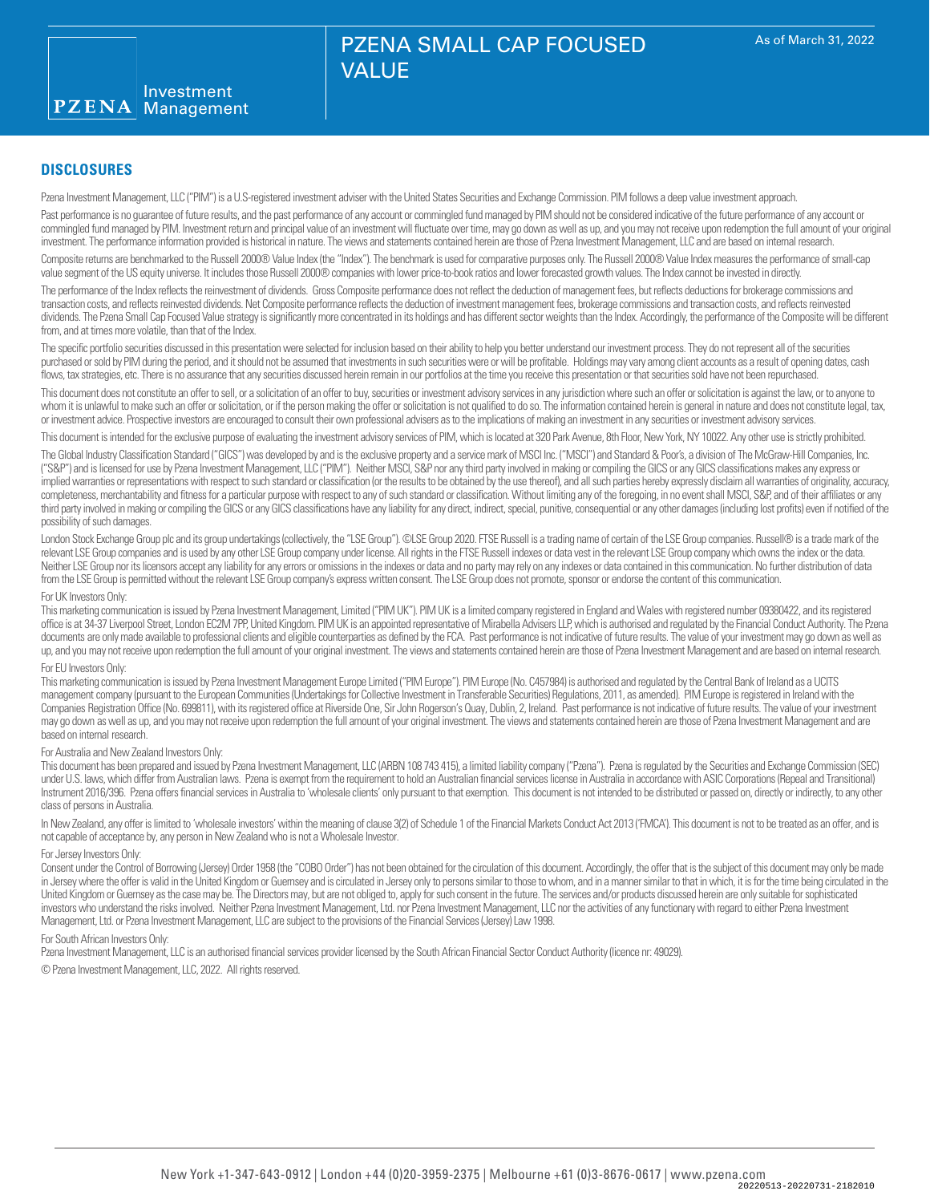# PZENA SMALL CAP FOCUSED VALUE

As of March 31, 2022

## DISCLOSURES

Pzena Investment Management, LLC ("PIM") is a U.S-registered investment adviser with the United States Securities and Exchange Commission. PIM follows a deep value investment approach.

Past performance is no guarantee of future results, and the past performance of any account or commingled fund managed by PIM should not be considered indicative of the future performance of any account or commingled fund managed by PIM. Investment return and principal value of an investment will fluctuate over time, may go down as well as up, and you may not receive upon redemption the full amount of your original investment. The performance information provided is historical in nature. The views and statements contained herein are those of Pzena Investment Management, LLC and are based on internal research.

Composite returns are benchmarked to the Russell 2000® Value Index (the "Index"). The benchmark is used for comparative purposes only. The Russell 2000® Value Index measures the performance of small-cap value segment of the US equity universe. It includes those Russell 2000® companies with lower price-to-book ratios and lower forecasted growth values. The Index cannot be invested in directly.

The performance of the Index reflects the reinvestment of dividends. Gross Composite performance does not reflect the deduction of management fees, but reflects deductions for brokerage commissions and transaction costs, and reflects reinvested dividends. Net Composite performance reflects the deduction of investment management fees, brokerage commissions and transaction costs, and reflects reinvested dividends. The Pzena Small Cap Focused Value strategy is significantly more concentrated in its holdings and has different sector weights than the Index. Accordingly, the performance of the Composite will be different from, and at times more volatile, than that of the Index.

The specific portfolio securities discussed in this presentation were selected for inclusion based on their ability to help you better understand our investment process. They do not represent all of the securities purchased or sold by PIM during the period, and it should not be assumed that investments in such securities were or will be profitable. Holdings may vary among client accounts as a result of opening dates, cash flows, tax strategies, etc. There is no assurance that any securities discussed herein remain in our portfolios at the time you receive this presentation or that securities sold have not been repurchased.

This document does not constitute an offer to sell, or a solicitation of an offer to buy, securities or investment advisory services in any jurisdiction where such an offer or solicitation is against the law, or to anyone to whom it is unlawful to make such an offer or solicitation, or if the person making the offer or solicitation is not qualified to do so. The information contained herein is general in nature and does not constitute legal, tax, or investment advice. Prospective investors are encouraged to consult their own professional advisers as to the implications of making an investment in any securities or investment advisory services.

This document is intended for the exclusive purpose of evaluating the investment advisory services of PIM, which is located at 320 Park Avenue, 8th Floor, New York, NY 10022. Any other use is strictly prohibited.

The Global Industry Classification Standard ("GICS") was developed by and is the exclusive property and a service mark of MSCI Inc. ("MSCI") and Standard & Poor's, a division of The McGraw-Hill Companies, Inc. ("S&P") and is licensed for use by Pzena Investment Management, LLC ("PIM"). Neither MSCI, S&P nor any third party involved in making or compiling the GICS or any GICS classifications makes any express or implied warranties or representations with respect to such standard or classification (or the results to be obtained by the use thereof), and all such parties hereby expressly disclaim all warranties of originality, accuracy, completeness, merchantability and fitness for a particular purpose with respect to any of such standard or classification. Without limiting any of the foregoing, in no event shall MSCI, S&P, and of their affiliates or any third party involved in making or compiling the GICS or any GICS classifications have any liability for any direct, indirect, special, punitive, consequential or any other damages (including lost profits) even if notified of the possibility of such damages.

London Stock Exchange Group plc and its group undertakings (collectively, the "LSE Group"). ©LSE Group 2020. FTSE Russell is a trading name of certain of the LSE Group companies. Russell® is a trade mark of the relevant LSE Group companies and is used by any other LSE Group company under license. All rights in the FTSE Russell indexes or data vest in the relevant LSE Group company which owns the index or the data. Neither LSE Group nor its licensors accept any liability for any errors or omissions in the indexes or data and no party may rely on any indexes or data contained in this communication. No further distribution of data from the LSE Group is permitted without the relevant LSE Group company's express written consent. The LSE Group does not promote, sponsor or endorse the content of this communication.

For UK Investors Only:

This marketing communication is issued by Pzena Investment Management, Limited ("PIM UK"). PIM UK is a limited company registered in England and Wales with registered number 09380422, and its registered office is at 34-37 Liverpool Street, London EC2M 7PP, United Kingdom. PIM UK is an appointed representative of Mirabella Advisers LLP, which is authorised and regulated by the Financial Conduct Authority. The Pzena documents are only made available to professional clients and eligible counterparties as defined by the FCA. Past performance is not indicative of future results. The value of your investment may go down as well as up, and you may not receive upon redemption the full amount of your original investment. The views and statements contained herein are those of Pzena Investment Management and are based on internal research.

For EU Investors Only:

This marketing communication is issued by Pzena Investment Management Europe Limited ("PIM Europe"). PIM Europe (No. C457984) is authorised and regulated by the Central Bank of Ireland as a UCITS management company (pursuant to the European Communities (Undertakings for Collective Investment in Transferable Securities) Regulations, 2011, as amended). PIM Europe is registered in Ireland with the Companies Registration Office (No. 699811), with its registered office at Riverside One, Sir John Rogerson's Quay, Dublin, 2, Ireland. Past performance is not indicative of future results. The value of your investment may go down as well as up, and you may not receive upon redemption the full amount of your original investment. The views and statements contained herein are those of Pzena Investment Management and are based on internal research.

For Australia and New Zealand Investors Only:

This document has been prepared and issued by Pzena Investment Management, LLC (ARBN 108 743 415), a limited liability company ("Pzena"). Pzena is regulated by the Securities and Exchange Commission (SEC) under U.S. laws, which differ from Australian laws. Pzena is exempt from the requirement to hold an Australian financial services license in Australia in accordance with ASIC Corporations (Repeal and Transitional) Instrument 2016/396. Pzena offers financial services in Australia to 'wholesale clients' only pursuant to that exemption. This document is not intended to be distributed or passed on, directly or indirectly, to any other class of persons in Australia.

In New Zealand, any offer is limited to 'wholesale investors' within the meaning of clause 3(2) of Schedule 1 of the Financial Markets Conduct Act 2013 ('FMCA'). This document is not to be treated as an offer, and is not capable of acceptance by, any person in New Zealand who is not a Wholesale Investor.

For Jersey Investors Only:

Consent under the Control of Borrowing (Jersey) Order 1958 (the "COBO Order") has not been obtained for the circulation of this document. Accordingly, the offer that is the subject of this document may only be made in Jersey where the offer is valid in the United Kingdom or Guernsey and is circulated in Jersey only to persons similar to those to whom, and in a manner similar to that in which, it is for the time being circulated in the United Kingdom or Guernsey as the case may be. The Directors may, but are not obliged to, apply for such consent in the future. The services and/or products discussed herein are only suitable for sophisticated investors who understand the risks involved. Neither Pzena Investment Management, Ltd. nor Pzena Investment Management, LLC nor the activities of any functionary with regard to either Pzena Investment Management, Ltd. or Pzena Investment Management, LLC are subject to the provisions of the Financial Services (Jersey) Law 1998.

For South African Investors Only:

Pzena Investment Management, LLC is an authorised financial services provider licensed by the South African Financial Sector Conduct Authority (licence nr: 49029).

© Pzena Investment Management, LLC, 2022. All rights reserved.

New York +1-347-643-0912 | London +44 (0)20-3959-2375 | Melbourne +61 (0)3-8676-0617 | www.pzena.com

20220513-20220731-2182010